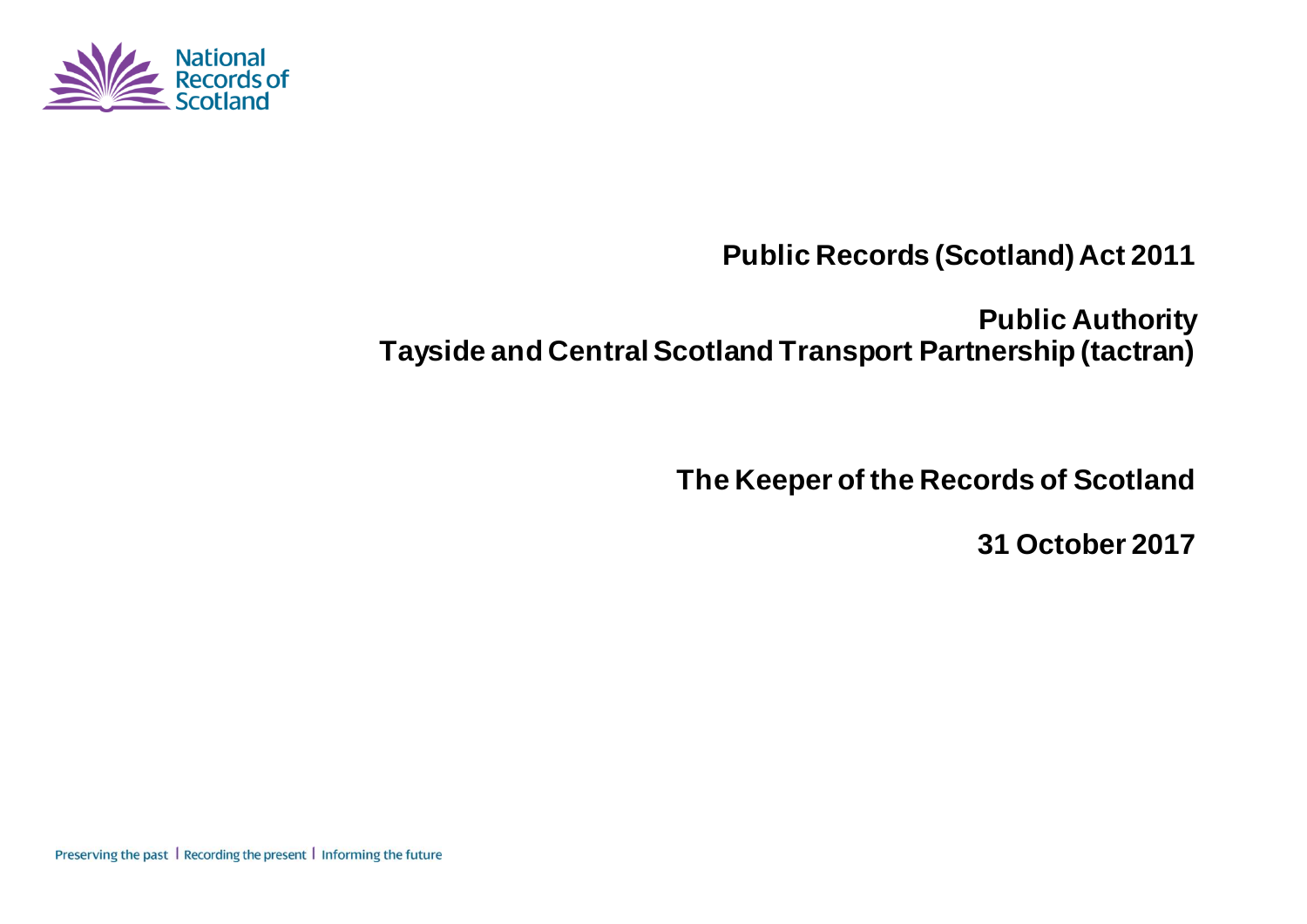National Records of Scotland

# Public Records (Scotland) Act 2011

## Public Authority
## Tayside and Central Scotland Transport Partnership (tactran)

## The Keeper of the Records of Scotland

## 31 October 2017

Preserving the past | Recording the present | Informing the future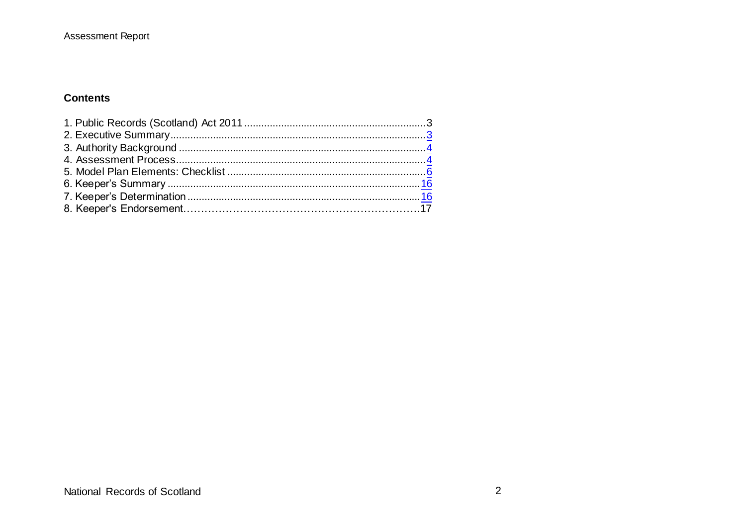## Contents

1. Public Records (Scotland) Act 2011 ............................................................... 3
2. Executive Summary ........................................................................................ 3
3. Authority Background ..................................................................................... 4
4. Assessment Process ....................................................................................... 4
5. Model Plan Elements: Checklist ..................................................................... 6
6. Keeper's Summary ........................................................................................ 16
7. Keeper's Determination ................................................................................. 16
8. Keeper's Endorsement ................................................................................... 17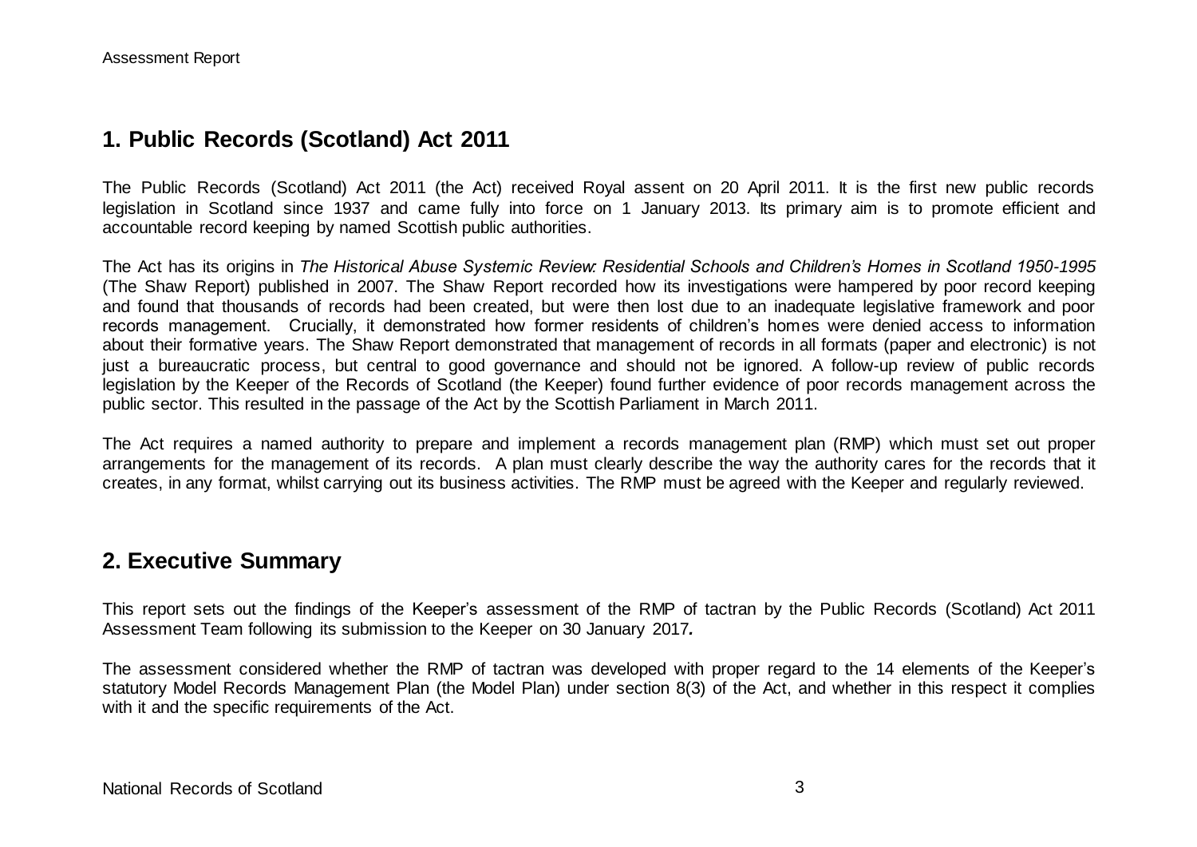## 1. Public Records (Scotland) Act 2011

The Public Records (Scotland) Act 2011 (the Act) received Royal assent on 20 April 2011. It is the first new public records legislation in Scotland since 1937 and came fully into force on 1 January 2013. Its primary aim is to promote efficient and accountable record keeping by named Scottish public authorities.

The Act has its origins in *The Historical Abuse Systemic Review: Residential Schools and Children's Homes in Scotland 1950-1995* (The Shaw Report) published in 2007. The Shaw Report recorded how its investigations were hampered by poor record keeping and found that thousands of records had been created, but were then lost due to an inadequate legislative framework and poor records management. Crucially, it demonstrated how former residents of children's homes were denied access to information about their formative years. The Shaw Report demonstrated that management of records in all formats (paper and electronic) is not just a bureaucratic process, but central to good governance and should not be ignored. A follow-up review of public records legislation by the Keeper of the Records of Scotland (the Keeper) found further evidence of poor records management across the public sector. This resulted in the passage of the Act by the Scottish Parliament in March 2011.

The Act requires a named authority to prepare and implement a records management plan (RMP) which must set out proper arrangements for the management of its records. A plan must clearly describe the way the authority cares for the records that it creates, in any format, whilst carrying out its business activities. The RMP must be agreed with the Keeper and regularly reviewed.

## 2. Executive Summary

This report sets out the findings of the Keeper's assessment of the RMP of tactran by the Public Records (Scotland) Act 2011 Assessment Team following its submission to the Keeper on 30 January 2017**.**

The assessment considered whether the RMP of tactran was developed with proper regard to the 14 elements of the Keeper's statutory Model Records Management Plan (the Model Plan) under section 8(3) of the Act, and whether in this respect it complies with it and the specific requirements of the Act.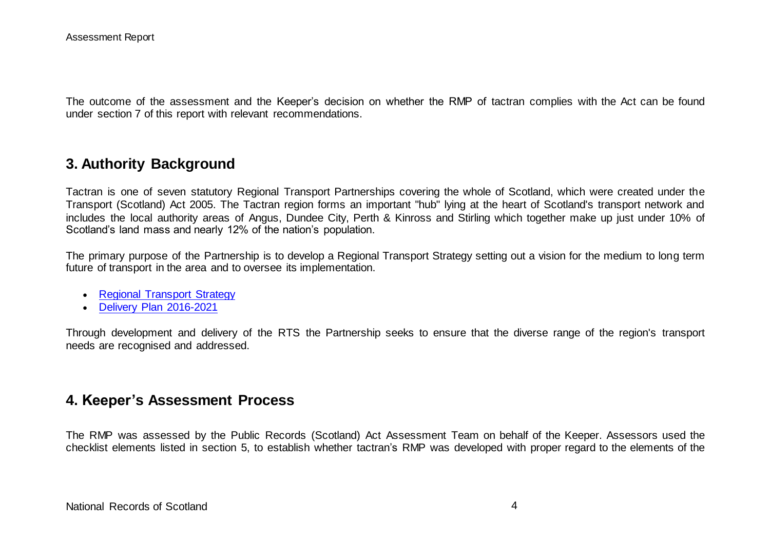The outcome of the assessment and the Keeper's decision on whether the RMP of tactran complies with the Act can be found under section 7 of this report with relevant recommendations.

## 3. Authority Background

Tactran is one of seven statutory Regional Transport Partnerships covering the whole of Scotland, which were created under the Transport (Scotland) Act 2005. The Tactran region forms an important "hub" lying at the heart of Scotland's transport network and includes the local authority areas of Angus, Dundee City, Perth & Kinross and Stirling which together make up just under 10% of Scotland's land mass and nearly 12% of the nation's population.

The primary purpose of the Partnership is to develop a Regional Transport Strategy setting out a vision for the medium to long term future of transport in the area and to oversee its implementation.

- Regional Transport Strategy
- Delivery Plan 2016-2021

Through development and delivery of the RTS the Partnership seeks to ensure that the diverse range of the region's transport needs are recognised and addressed.

## 4. Keeper's Assessment Process

The RMP was assessed by the Public Records (Scotland) Act Assessment Team on behalf of the Keeper. Assessors used the checklist elements listed in section 5, to establish whether tactran's RMP was developed with proper regard to the elements of the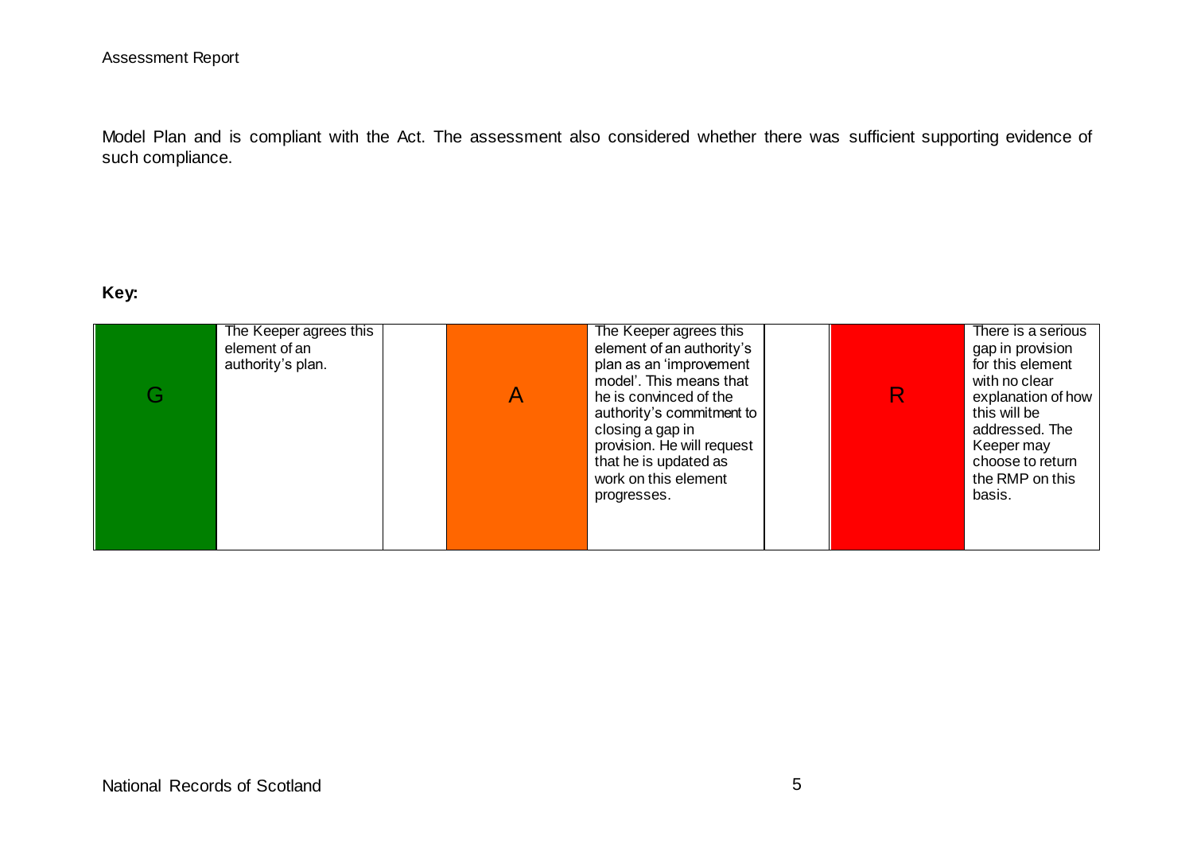Model Plan and is compliant with the Act. The assessment also considered whether there was sufficient supporting evidence of such compliance.

**Key:**

| G | The Keeper agrees this element of an authority's plan. | | A | The Keeper agrees this element of an authority's plan as an 'improvement model'. This means that he is convinced of the authority's commitment to closing a gap in provision. He will request that he is updated as work on this element progresses. | | R | There is a serious gap in provision for this element with no clear explanation of how this will be addressed. The Keeper may choose to return the RMP on this basis. |
|---|---|---|---|---|---|---|---|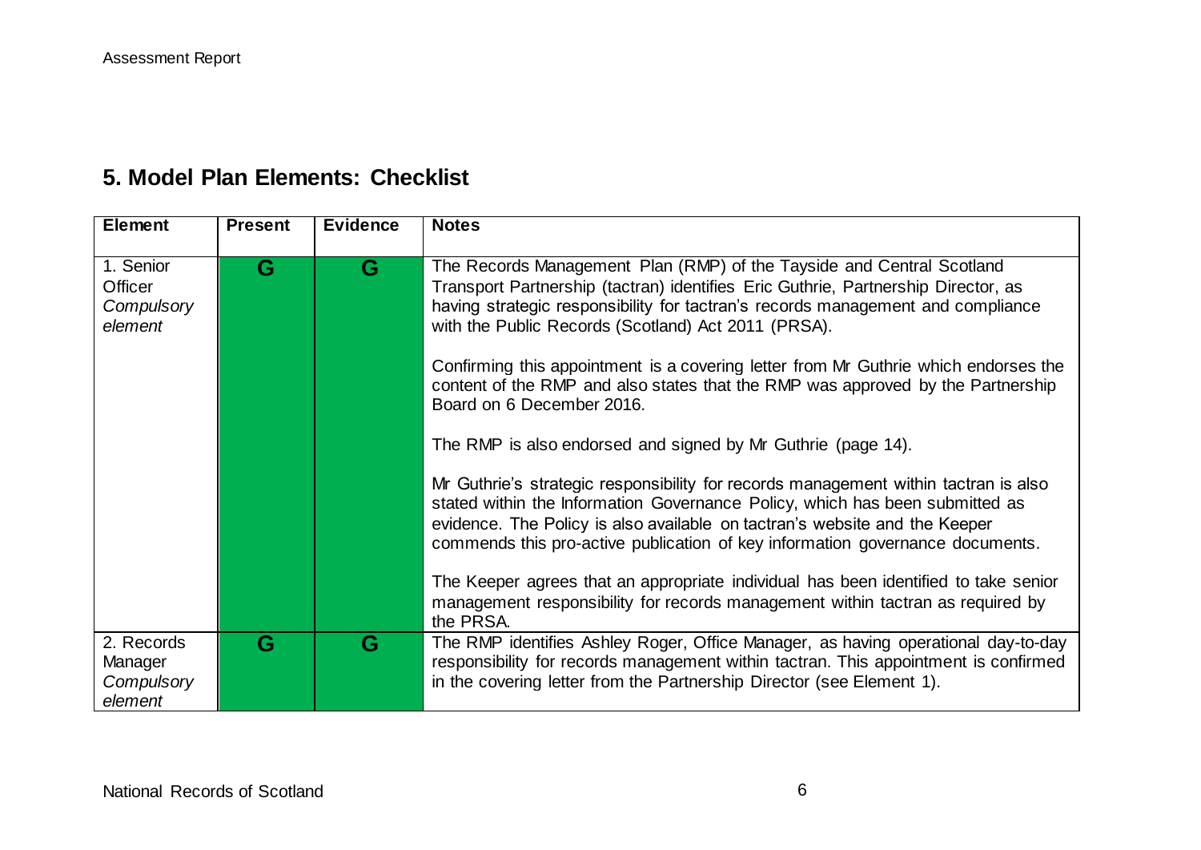## 5. Model Plan Elements: Checklist

| Element | Present | Evidence | Notes |
|---|---|---|---|
| 1. Senior Officer *Compulsory element* | G | G | The Records Management Plan (RMP) of the Tayside and Central Scotland Transport Partnership (tactran) identifies Eric Guthrie, Partnership Director, as having strategic responsibility for tactran's records management and compliance with the Public Records (Scotland) Act 2011 (PRSA).<br><br>Confirming this appointment is a covering letter from Mr Guthrie which endorses the content of the RMP and also states that the RMP was approved by the Partnership Board on 6 December 2016.<br><br>The RMP is also endorsed and signed by Mr Guthrie (page 14).<br><br>Mr Guthrie's strategic responsibility for records management within tactran is also stated within the Information Governance Policy, which has been submitted as evidence. The Policy is also available on tactran's website and the Keeper commends this pro-active publication of key information governance documents.<br><br>The Keeper agrees that an appropriate individual has been identified to take senior management responsibility for records management within tactran as required by the PRSA. |
| 2. Records Manager *Compulsory element* | G | G | The RMP identifies Ashley Roger, Office Manager, as having operational day-to-day responsibility for records management within tactran. This appointment is confirmed in the covering letter from the Partnership Director (see Element 1). |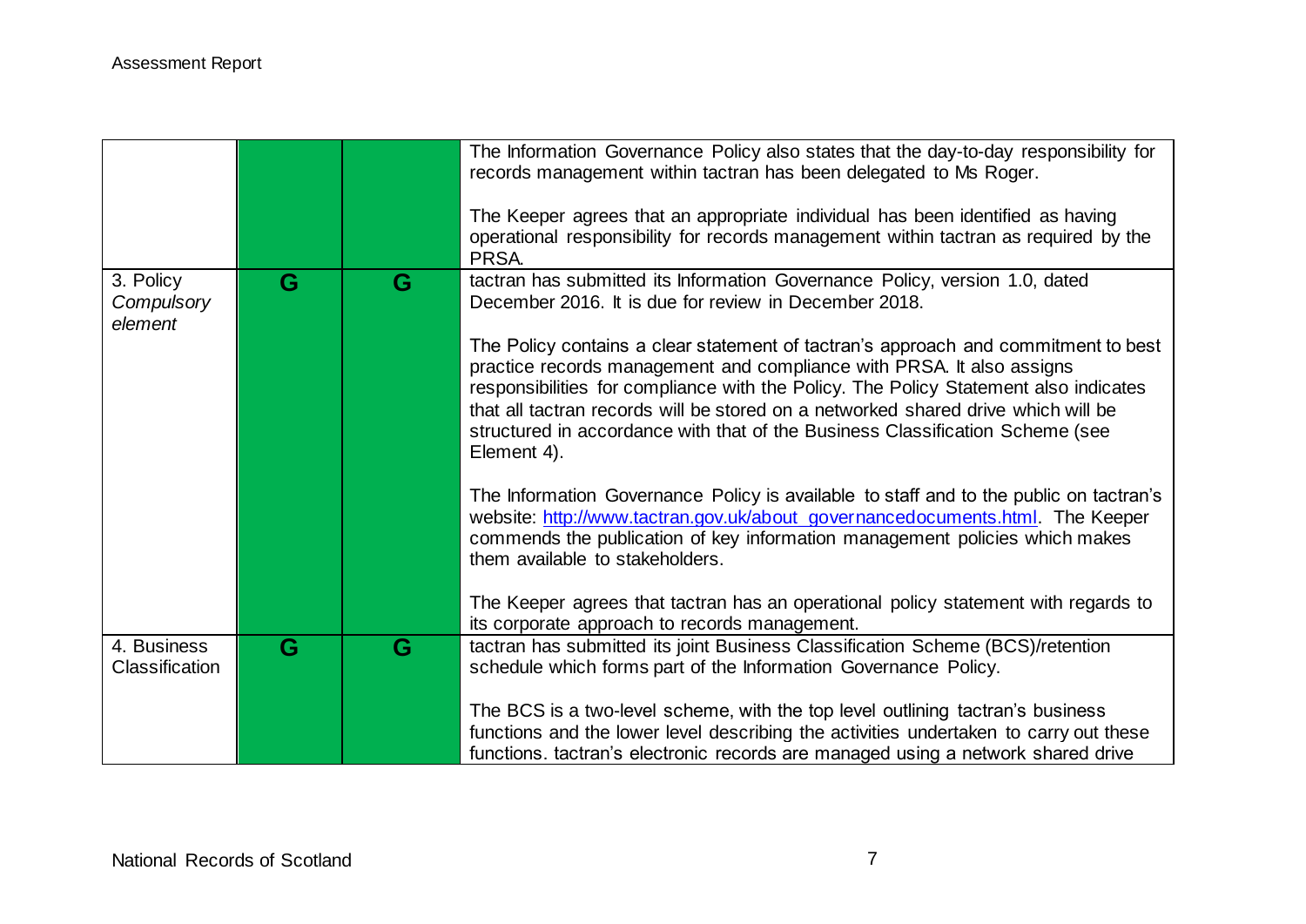| | | | |
|---|---|---|---|
| | | | The Information Governance Policy also states that the day-to-day responsibility for records management within tactran has been delegated to Ms Roger.<br><br>The Keeper agrees that an appropriate individual has been identified as having operational responsibility for records management within tactran as required by the PRSA. |
| 3. Policy *Compulsory element* | G | G | tactran has submitted its Information Governance Policy, version 1.0, dated December 2016. It is due for review in December 2018.<br><br>The Policy contains a clear statement of tactran's approach and commitment to best practice records management and compliance with PRSA. It also assigns responsibilities for compliance with the Policy. The Policy Statement also indicates that all tactran records will be stored on a networked shared drive which will be structured in accordance with that of the Business Classification Scheme (see Element 4).<br><br>The Information Governance Policy is available to staff and to the public on tactran's website: [http://www.tactran.gov.uk/about_governancedocuments.html](http://www.tactran.gov.uk/about_governancedocuments.html). The Keeper commends the publication of key information management policies which makes them available to stakeholders.<br><br>The Keeper agrees that tactran has an operational policy statement with regards to its corporate approach to records management. |
| 4. Business Classification | G | G | tactran has submitted its joint Business Classification Scheme (BCS)/retention schedule which forms part of the Information Governance Policy.<br><br>The BCS is a two-level scheme, with the top level outlining tactran's business functions and the lower level describing the activities undertaken to carry out these functions. tactran's electronic records are managed using a network shared drive |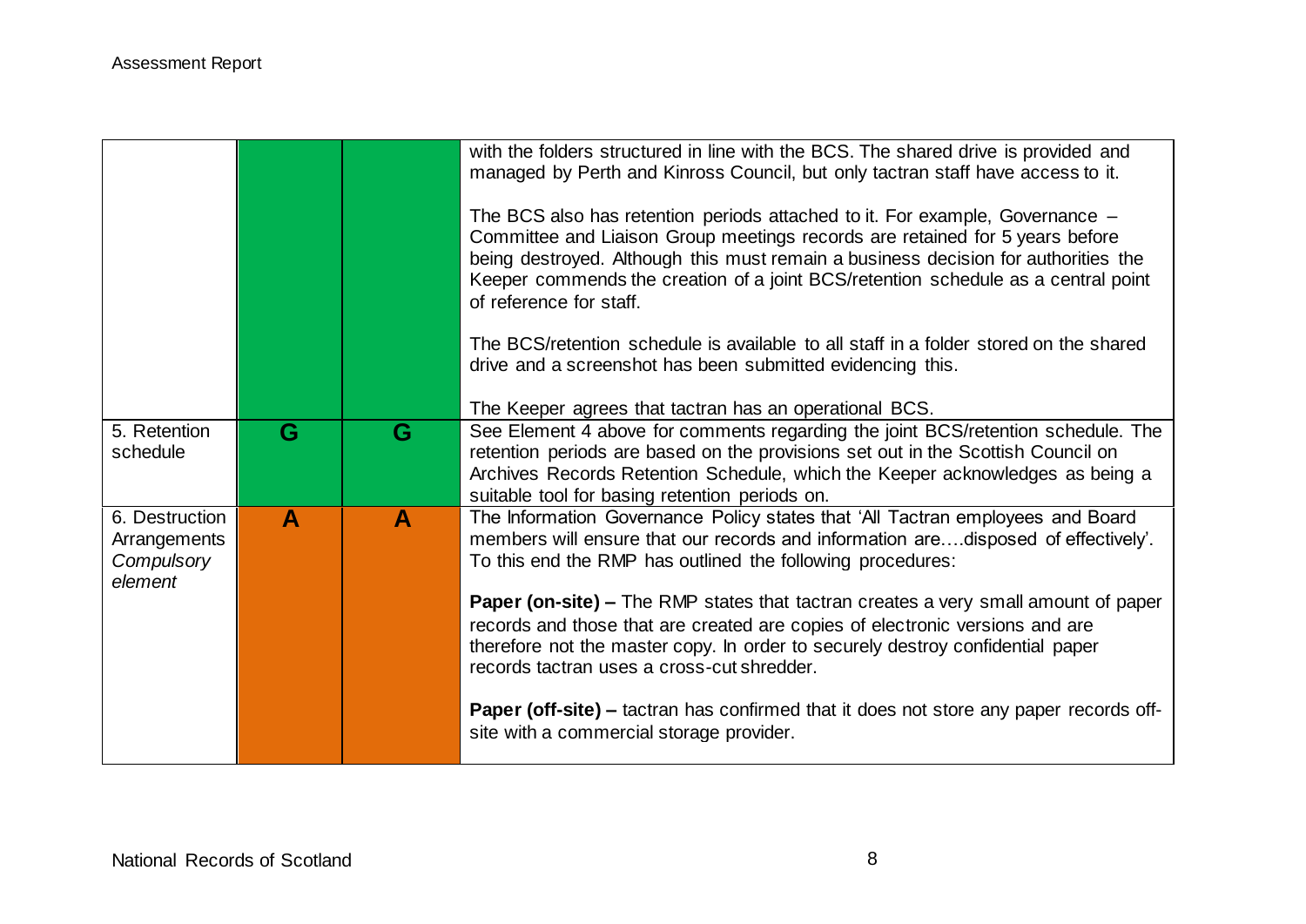| | | | |
|---|---|---|---|
| | | | with the folders structured in line with the BCS. The shared drive is provided and managed by Perth and Kinross Council, but only tactran staff have access to it.<br><br>The BCS also has retention periods attached to it. For example, Governance – Committee and Liaison Group meetings records are retained for 5 years before being destroyed. Although this must remain a business decision for authorities the Keeper commends the creation of a joint BCS/retention schedule as a central point of reference for staff.<br><br>The BCS/retention schedule is available to all staff in a folder stored on the shared drive and a screenshot has been submitted evidencing this.<br><br>The Keeper agrees that tactran has an operational BCS. |
| 5. Retention schedule | G | G | See Element 4 above for comments regarding the joint BCS/retention schedule. The retention periods are based on the provisions set out in the Scottish Council on Archives Records Retention Schedule, which the Keeper acknowledges as being a suitable tool for basing retention periods on. |
| 6. Destruction Arrangements *Compulsory element* | A | A | The Information Governance Policy states that 'All Tactran employees and Board members will ensure that our records and information are….disposed of effectively'. To this end the RMP has outlined the following procedures:<br><br>**Paper (on-site) –** The RMP states that tactran creates a very small amount of paper records and those that are created are copies of electronic versions and are therefore not the master copy. In order to securely destroy confidential paper records tactran uses a cross-cut shredder.<br><br>**Paper (off-site) –** tactran has confirmed that it does not store any paper records off-site with a commercial storage provider. |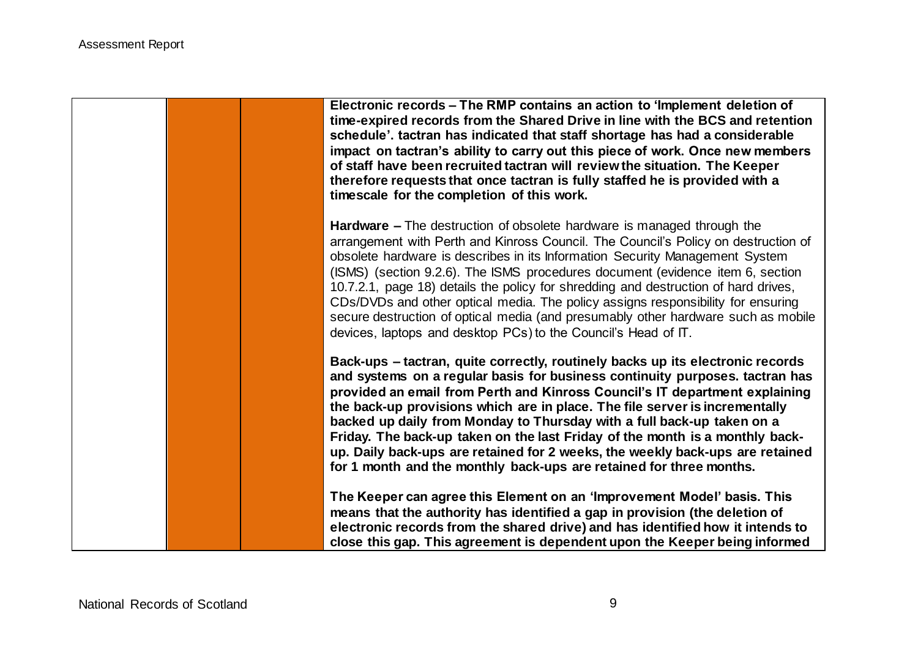| | | | |
|---|---|---|---|
| | | | **Electronic records – The RMP contains an action to 'Implement deletion of time-expired records from the Shared Drive in line with the BCS and retention schedule'. tactran has indicated that staff shortage has had a considerable impact on tactran's ability to carry out this piece of work. Once new members of staff have been recruited tactran will review the situation. The Keeper therefore requests that once tactran is fully staffed he is provided with a timescale for the completion of this work.**<br><br>**Hardware –** The destruction of obsolete hardware is managed through the arrangement with Perth and Kinross Council. The Council's Policy on destruction of obsolete hardware is describes in its Information Security Management System (ISMS) (section 9.2.6). The ISMS procedures document (evidence item 6, section 10.7.2.1, page 18) details the policy for shredding and destruction of hard drives, CDs/DVDs and other optical media. The policy assigns responsibility for ensuring secure destruction of optical media (and presumably other hardware such as mobile devices, laptops and desktop PCs) to the Council's Head of IT.<br><br>**Back-ups – tactran, quite correctly, routinely backs up its electronic records and systems on a regular basis for business continuity purposes. tactran has provided an email from Perth and Kinross Council's IT department explaining the back-up provisions which are in place. The file server is incrementally backed up daily from Monday to Thursday with a full back-up taken on a Friday. The back-up taken on the last Friday of the month is a monthly back-up. Daily back-ups are retained for 2 weeks, the weekly back-ups are retained for 1 month and the monthly back-ups are retained for three months.**<br><br>**The Keeper can agree this Element on an 'Improvement Model' basis. This means that the authority has identified a gap in provision (the deletion of electronic records from the shared drive) and has identified how it intends to close this gap. This agreement is dependent upon the Keeper being informed** |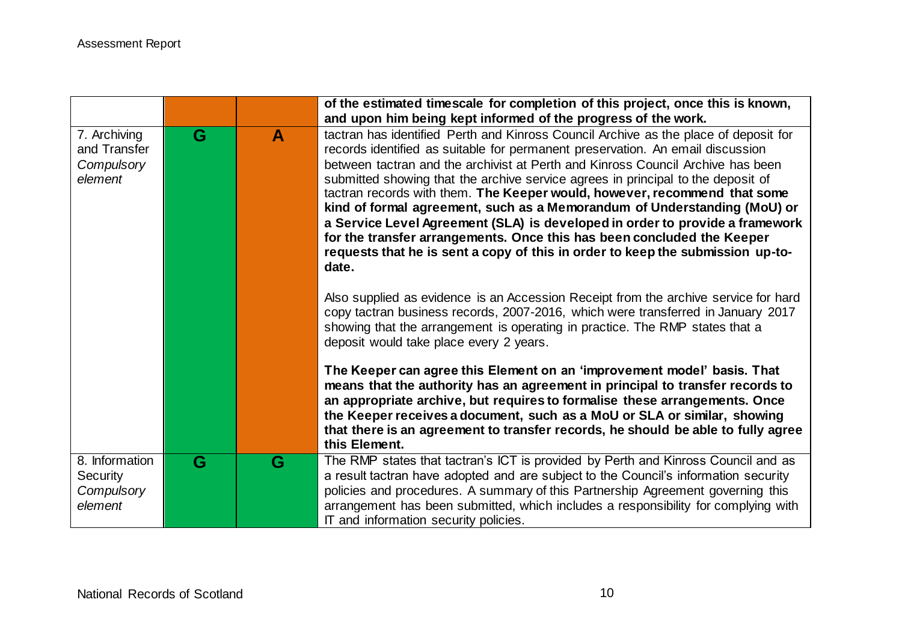| | | | |
|---|---|---|---|
| | | | **of the estimated timescale for completion of this project, once this is known, and upon him being kept informed of the progress of the work.** |
| 7. Archiving and Transfer *Compulsory element* | G | A | tactran has identified Perth and Kinross Council Archive as the place of deposit for records identified as suitable for permanent preservation. An email discussion between tactran and the archivist at Perth and Kinross Council Archive has been submitted showing that the archive service agrees in principal to the deposit of tactran records with them. **The Keeper would, however, recommend that some kind of formal agreement, such as a Memorandum of Understanding (MoU) or a Service Level Agreement (SLA) is developed in order to provide a framework for the transfer arrangements. Once this has been concluded the Keeper requests that he is sent a copy of this in order to keep the submission up-to-date.**<br><br>Also supplied as evidence is an Accession Receipt from the archive service for hard copy tactran business records, 2007-2016, which were transferred in January 2017 showing that the arrangement is operating in practice. The RMP states that a deposit would take place every 2 years.<br><br>**The Keeper can agree this Element on an 'improvement model' basis. That means that the authority has an agreement in principal to transfer records to an appropriate archive, but requires to formalise these arrangements. Once the Keeper receives a document, such as a MoU or SLA or similar, showing that there is an agreement to transfer records, he should be able to fully agree this Element.** |
| 8. Information Security *Compulsory element* | G | G | The RMP states that tactran's ICT is provided by Perth and Kinross Council and as a result tactran have adopted and are subject to the Council's information security policies and procedures. A summary of this Partnership Agreement governing this arrangement has been submitted, which includes a responsibility for complying with IT and information security policies. |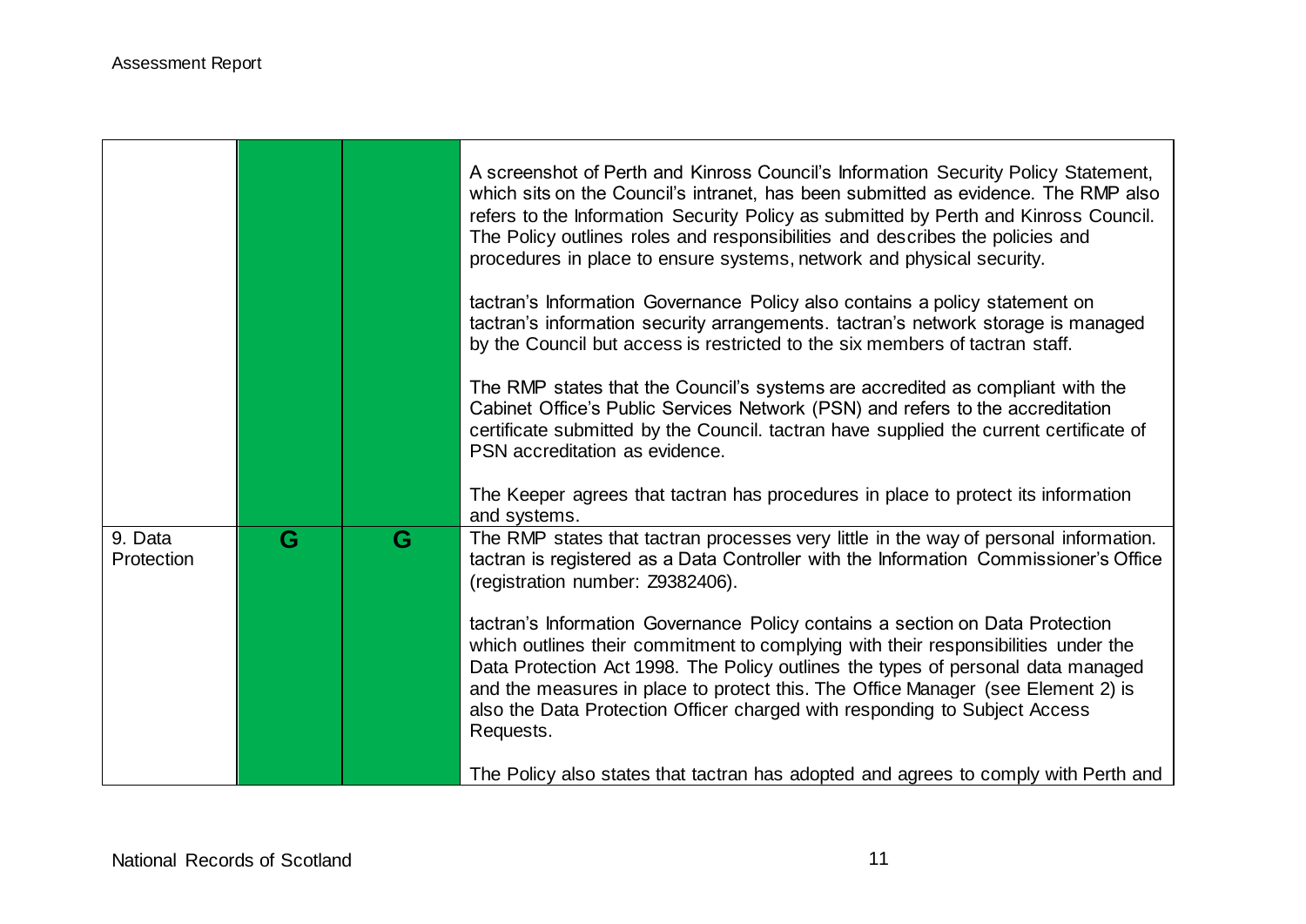| | | | |
|---|---|---|---|
| | G | G | A screenshot of Perth and Kinross Council's Information Security Policy Statement, which sits on the Council's intranet, has been submitted as evidence. The RMP also refers to the Information Security Policy as submitted by Perth and Kinross Council. The Policy outlines roles and responsibilities and describes the policies and procedures in place to ensure systems, network and physical security.<br><br>tactran's Information Governance Policy also contains a policy statement on tactran's information security arrangements. tactran's network storage is managed by the Council but access is restricted to the six members of tactran staff.<br><br>The RMP states that the Council's systems are accredited as compliant with the Cabinet Office's Public Services Network (PSN) and refers to the accreditation certificate submitted by the Council. tactran have supplied the current certificate of PSN accreditation as evidence.<br><br>The Keeper agrees that tactran has procedures in place to protect its information and systems. |
| 9. Data Protection | G | G | The RMP states that tactran processes very little in the way of personal information. tactran is registered as a Data Controller with the Information Commissioner's Office (registration number: Z9382406).<br><br>tactran's Information Governance Policy contains a section on Data Protection which outlines their commitment to complying with their responsibilities under the Data Protection Act 1998. The Policy outlines the types of personal data managed and the measures in place to protect this. The Office Manager (see Element 2) is also the Data Protection Officer charged with responding to Subject Access Requests.<br><br>The Policy also states that tactran has adopted and agrees to comply with Perth and |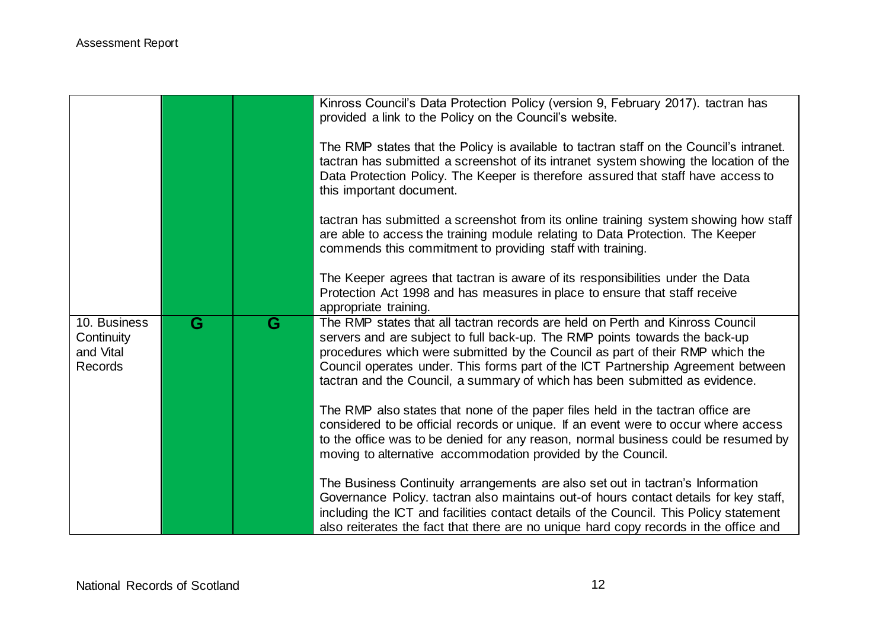| | | | |
|---|---|---|---|
| | | | Kinross Council's Data Protection Policy (version 9, February 2017). tactran has provided a link to the Policy on the Council's website.<br><br>The RMP states that the Policy is available to tactran staff on the Council's intranet. tactran has submitted a screenshot of its intranet system showing the location of the Data Protection Policy. The Keeper is therefore assured that staff have access to this important document.<br><br>tactran has submitted a screenshot from its online training system showing how staff are able to access the training module relating to Data Protection. The Keeper commends this commitment to providing staff with training.<br><br>The Keeper agrees that tactran is aware of its responsibilities under the Data Protection Act 1998 and has measures in place to ensure that staff receive appropriate training. |
| 10. Business Continuity and Vital Records | G | G | The RMP states that all tactran records are held on Perth and Kinross Council servers and are subject to full back-up. The RMP points towards the back-up procedures which were submitted by the Council as part of their RMP which the Council operates under. This forms part of the ICT Partnership Agreement between tactran and the Council, a summary of which has been submitted as evidence.<br><br>The RMP also states that none of the paper files held in the tactran office are considered to be official records or unique. If an event were to occur where access to the office was to be denied for any reason, normal business could be resumed by moving to alternative accommodation provided by the Council.<br><br>The Business Continuity arrangements are also set out in tactran's Information Governance Policy. tactran also maintains out-of hours contact details for key staff, including the ICT and facilities contact details of the Council. This Policy statement also reiterates the fact that there are no unique hard copy records in the office and |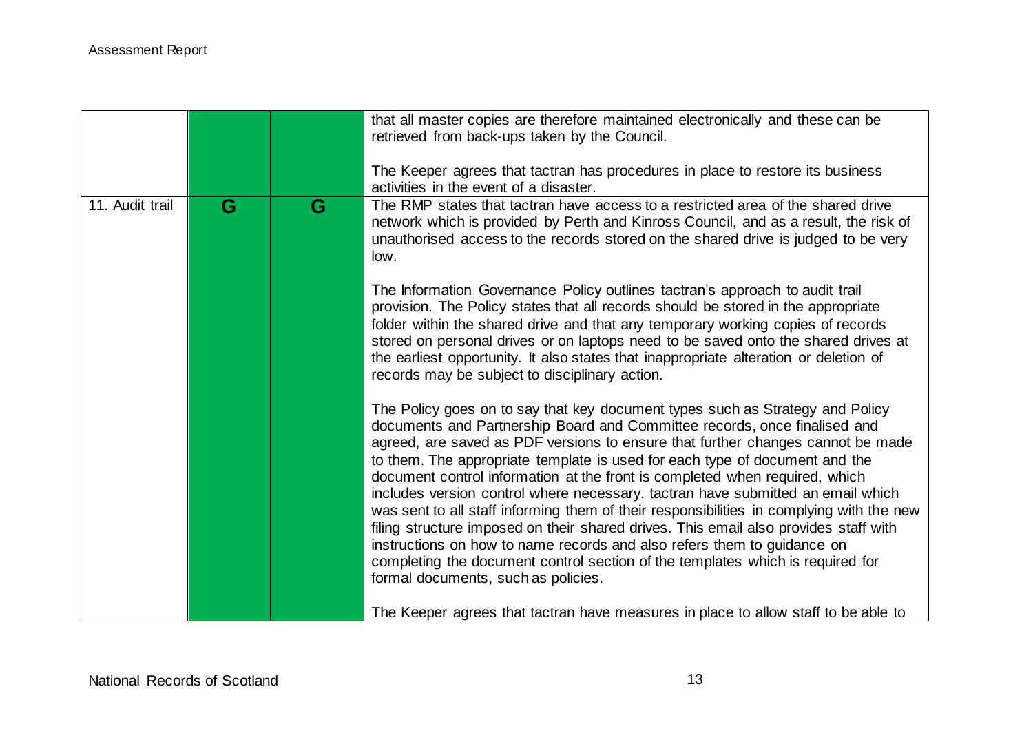| | | | |
|---|---|---|---|
| | | | that all master copies are therefore maintained electronically and these can be retrieved from back-ups taken by the Council.<br><br>The Keeper agrees that tactran has procedures in place to restore its business activities in the event of a disaster. |
| 11. Audit trail | G | G | The RMP states that tactran have access to a restricted area of the shared drive network which is provided by Perth and Kinross Council, and as a result, the risk of unauthorised access to the records stored on the shared drive is judged to be very low.<br><br>The Information Governance Policy outlines tactran's approach to audit trail provision. The Policy states that all records should be stored in the appropriate folder within the shared drive and that any temporary working copies of records stored on personal drives or on laptops need to be saved onto the shared drives at the earliest opportunity. It also states that inappropriate alteration or deletion of records may be subject to disciplinary action.<br><br>The Policy goes on to say that key document types such as Strategy and Policy documents and Partnership Board and Committee records, once finalised and agreed, are saved as PDF versions to ensure that further changes cannot be made to them. The appropriate template is used for each type of document and the document control information at the front is completed when required, which includes version control where necessary. tactran have submitted an email which was sent to all staff informing them of their responsibilities in complying with the new filing structure imposed on their shared drives. This email also provides staff with instructions on how to name records and also refers them to guidance on completing the document control section of the templates which is required for formal documents, such as policies.<br><br>The Keeper agrees that tactran have measures in place to allow staff to be able to |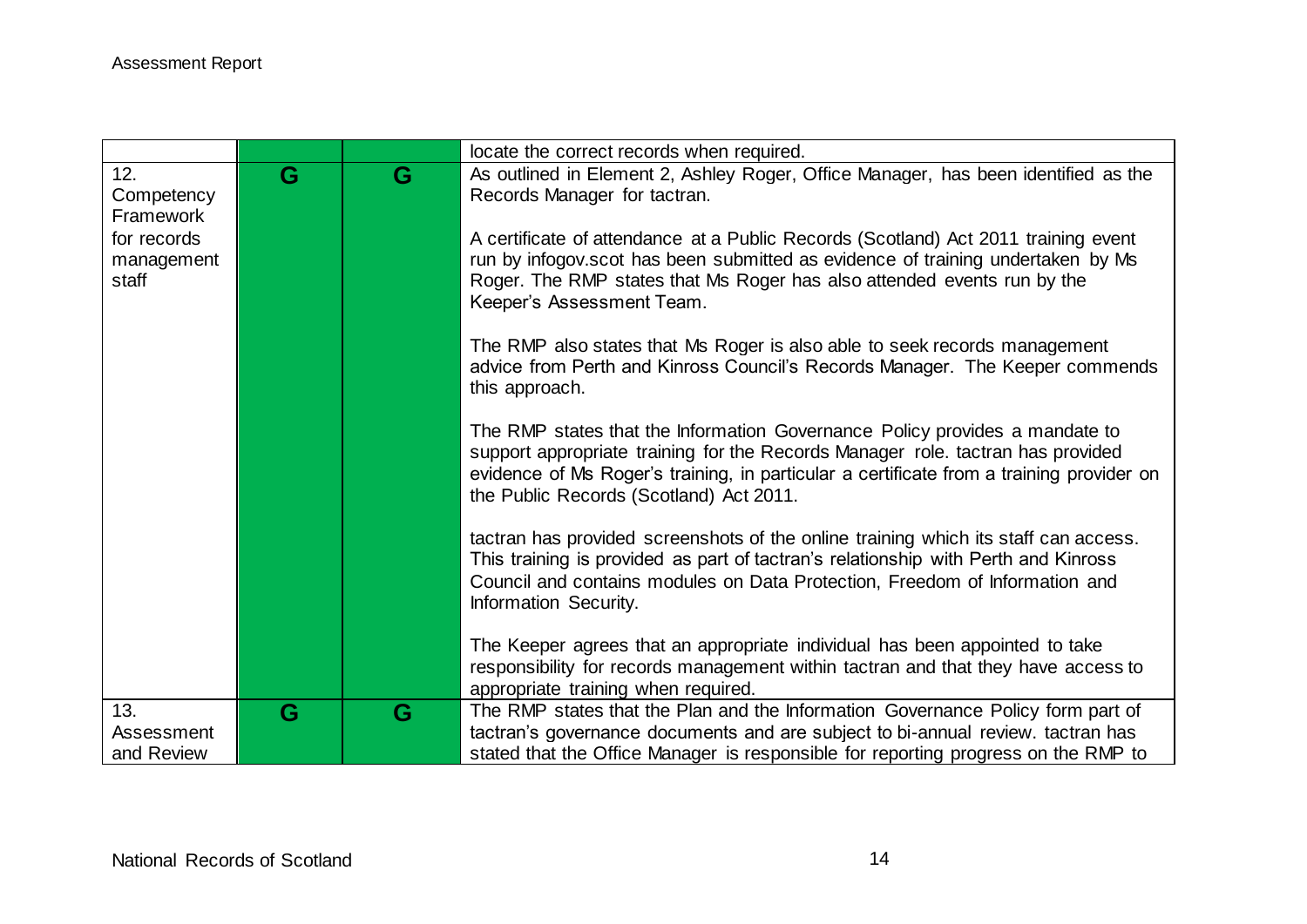| | | | |
|---|---|---|---|
| | | | locate the correct records when required. |
| 12. Competency Framework for records management staff | G | G | As outlined in Element 2, Ashley Roger, Office Manager, has been identified as the Records Manager for tactran.<br><br>A certificate of attendance at a Public Records (Scotland) Act 2011 training event run by infogov.scot has been submitted as evidence of training undertaken by Ms Roger. The RMP states that Ms Roger has also attended events run by the Keeper's Assessment Team.<br><br>The RMP also states that Ms Roger is also able to seek records management advice from Perth and Kinross Council's Records Manager. The Keeper commends this approach.<br><br>The RMP states that the Information Governance Policy provides a mandate to support appropriate training for the Records Manager role. tactran has provided evidence of Ms Roger's training, in particular a certificate from a training provider on the Public Records (Scotland) Act 2011.<br><br>tactran has provided screenshots of the online training which its staff can access. This training is provided as part of tactran's relationship with Perth and Kinross Council and contains modules on Data Protection, Freedom of Information and Information Security.<br><br>The Keeper agrees that an appropriate individual has been appointed to take responsibility for records management within tactran and that they have access to appropriate training when required. |
| 13. Assessment and Review | G | G | The RMP states that the Plan and the Information Governance Policy form part of tactran's governance documents and are subject to bi-annual review. tactran has stated that the Office Manager is responsible for reporting progress on the RMP to |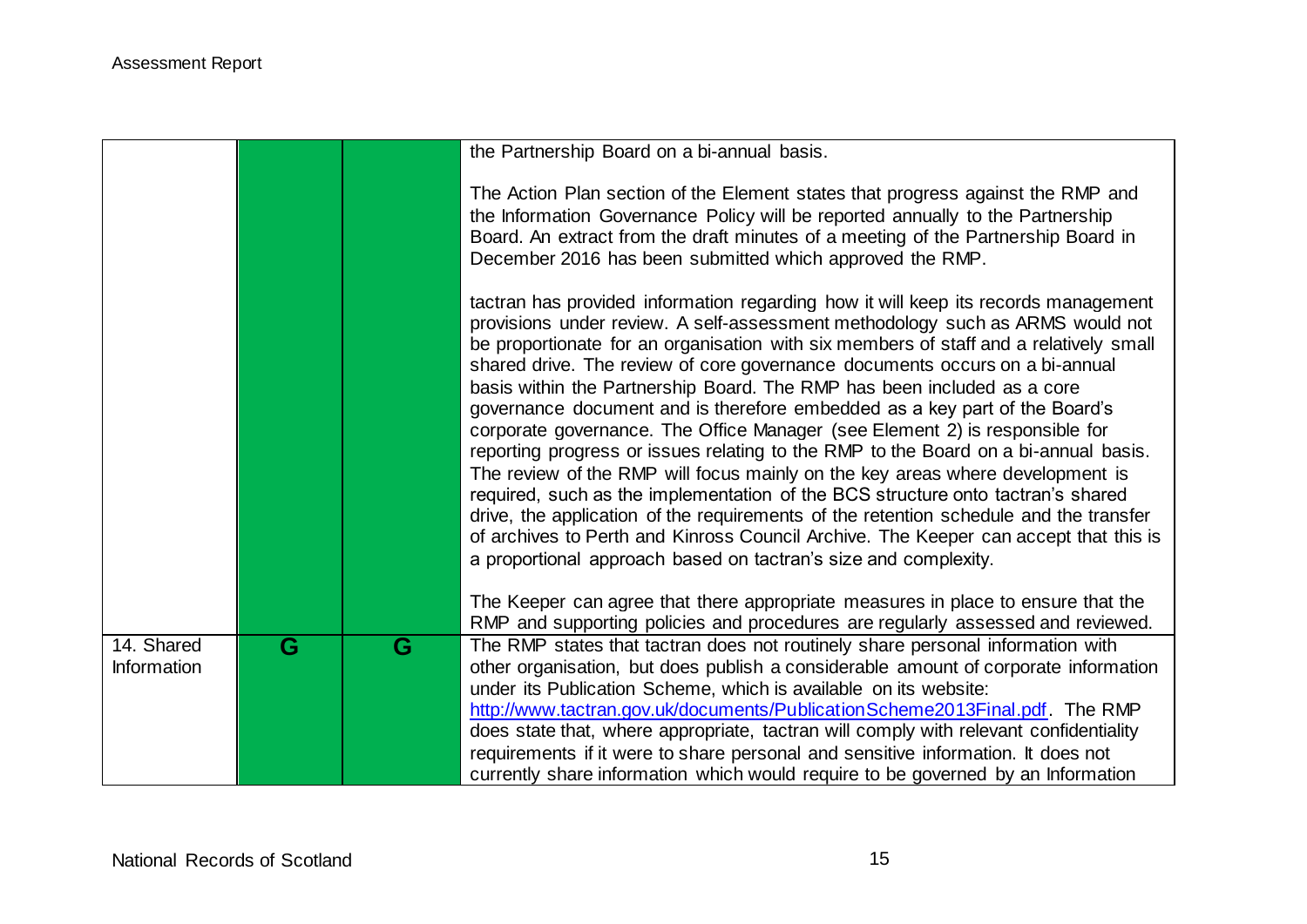| | | | |
|---|---|---|---|
| | | | the Partnership Board on a bi-annual basis.<br><br>The Action Plan section of the Element states that progress against the RMP and the Information Governance Policy will be reported annually to the Partnership Board. An extract from the draft minutes of a meeting of the Partnership Board in December 2016 has been submitted which approved the RMP.<br><br>tactran has provided information regarding how it will keep its records management provisions under review. A self-assessment methodology such as ARMS would not be proportionate for an organisation with six members of staff and a relatively small shared drive. The review of core governance documents occurs on a bi-annual basis within the Partnership Board. The RMP has been included as a core governance document and is therefore embedded as a key part of the Board's corporate governance. The Office Manager (see Element 2) is responsible for reporting progress or issues relating to the RMP to the Board on a bi-annual basis. The review of the RMP will focus mainly on the key areas where development is required, such as the implementation of the BCS structure onto tactran's shared drive, the application of the requirements of the retention schedule and the transfer of archives to Perth and Kinross Council Archive. The Keeper can accept that this is a proportional approach based on tactran's size and complexity.<br><br>The Keeper can agree that there appropriate measures in place to ensure that the RMP and supporting policies and procedures are regularly assessed and reviewed. |
| 14. Shared Information | G | G | The RMP states that tactran does not routinely share personal information with other organisation, but does publish a considerable amount of corporate information under its Publication Scheme, which is available on its website: http://www.tactran.gov.uk/documents/PublicationScheme2013Final.pdf. The RMP does state that, where appropriate, tactran will comply with relevant confidentiality requirements if it were to share personal and sensitive information. It does not currently share information which would require to be governed by an Information |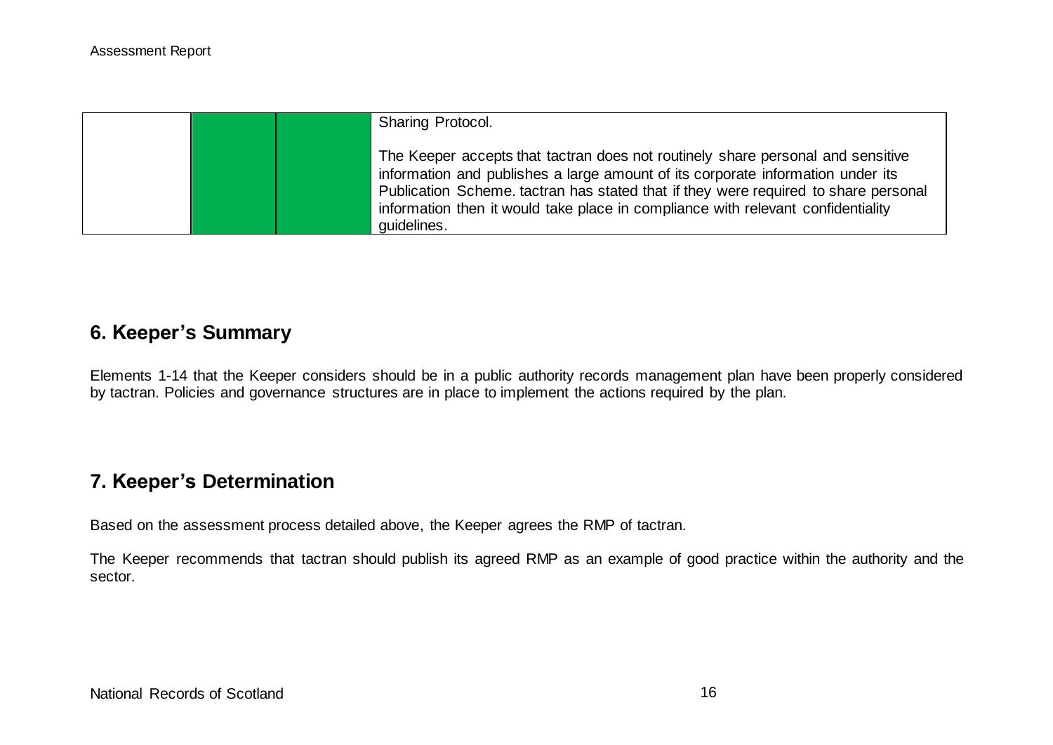| | | | |
|---|---|---|---|
| | | | Sharing Protocol.<br><br>The Keeper accepts that tactran does not routinely share personal and sensitive information and publishes a large amount of its corporate information under its Publication Scheme. tactran has stated that if they were required to share personal information then it would take place in compliance with relevant confidentiality guidelines. |

## 6. Keeper's Summary

Elements 1-14 that the Keeper considers should be in a public authority records management plan have been properly considered by tactran. Policies and governance structures are in place to implement the actions required by the plan.

## 7. Keeper's Determination

Based on the assessment process detailed above, the Keeper agrees the RMP of tactran.

The Keeper recommends that tactran should publish its agreed RMP as an example of good practice within the authority and the sector.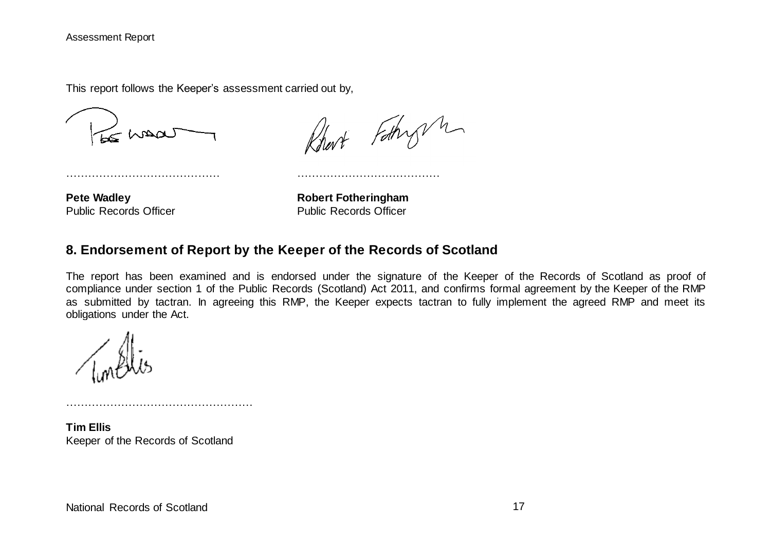This report follows the Keeper's assessment carried out by,

…………………………………… …………………………………

**Pete Wadley**
Public Records Officer

**Robert Fotheringham**
Public Records Officer

## 8. Endorsement of Report by the Keeper of the Records of Scotland

The report has been examined and is endorsed under the signature of the Keeper of the Records of Scotland as proof of compliance under section 1 of the Public Records (Scotland) Act 2011, and confirms formal agreement by the Keeper of the RMP as submitted by tactran. In agreeing this RMP, the Keeper expects tactran to fully implement the agreed RMP and meet its obligations under the Act.

……………………………………………

**Tim Ellis**
Keeper of the Records of Scotland